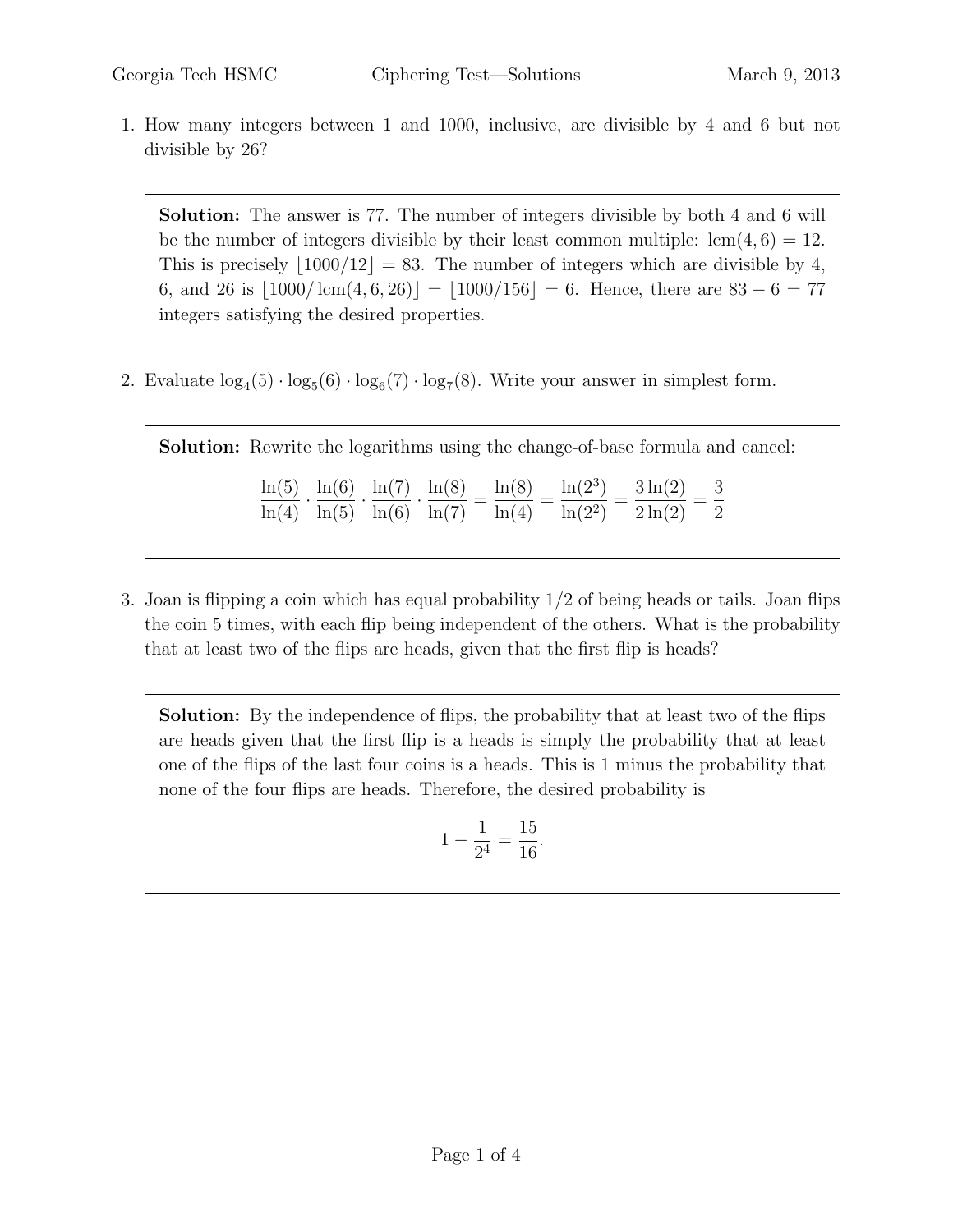1. How many integers between 1 and 1000, inclusive, are divisible by 4 and 6 but not divisible by 26?

> **Solution:** The answer is 77. The number of integers divisible by both 4 and 6 will be the number of integers divisible by their least common multiple: $\text{lcm}(4, 6) = 12$. This is precisely $\lfloor 1000/12 \rfloor = 83$. The number of integers which are divisible by 4, 6, and 26 is $\lfloor 1000/\text{lcm}(4, 6, 26) \rfloor = \lfloor 1000/156 \rfloor = 6$. Hence, there are $83 - 6 = 77$ integers satisfying the desired properties.

2. Evaluate $\log_4(5) \cdot \log_5(6) \cdot \log_6(7) \cdot \log_7(8)$. Write your answer in simplest form.

> **Solution:** Rewrite the logarithms using the change-of-base formula and cancel:
>
> $$\frac{\ln(5)}{\ln(4)} \cdot \frac{\ln(6)}{\ln(5)} \cdot \frac{\ln(7)}{\ln(6)} \cdot \frac{\ln(8)}{\ln(7)} = \frac{\ln(8)}{\ln(4)} = \frac{\ln(2^3)}{\ln(2^2)} = \frac{3\ln(2)}{2\ln(2)} = \frac{3}{2}$$

3. Joan is flipping a coin which has equal probability 1/2 of being heads or tails. Joan flips the coin 5 times, with each flip being independent of the others. What is the probability that at least two of the flips are heads, given that the first flip is heads?

> **Solution:** By the independence of flips, the probability that at least two of the flips are heads given that the first flip is a heads is simply the probability that at least one of the flips of the last four coins is a heads. This is 1 minus the probability that none of the four flips are heads. Therefore, the desired probability is
>
> $$1 - \frac{1}{2^4} = \frac{15}{16}.$$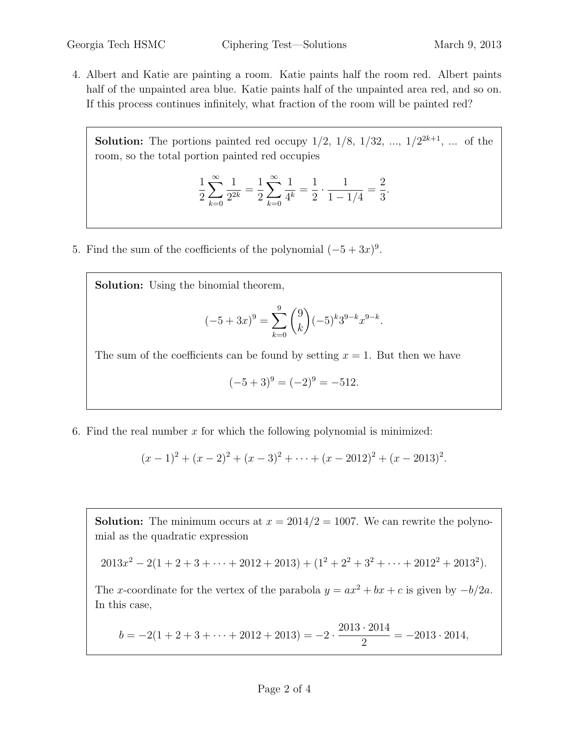4. Albert and Katie are painting a room. Katie paints half the room red. Albert paints half of the unpainted area blue. Katie paints half of the unpainted area red, and so on. If this process continues infinitely, what fraction of the room will be painted red?

> **Solution:** The portions painted red occupy 1/2, 1/8, 1/32, ..., $1/2^{2k+1}$, ... of the room, so the total portion painted red occupies
>
> $$\frac{1}{2}\sum_{k=0}^{\infty}\frac{1}{2^{2k}} = \frac{1}{2}\sum_{k=0}^{\infty}\frac{1}{4^k} = \frac{1}{2}\cdot\frac{1}{1-1/4} = \frac{2}{3}.$$

5. Find the sum of the coefficients of the polynomial $(-5+3x)^9$.

> **Solution:** Using the binomial theorem,
>
> $$(-5+3x)^9 = \sum_{k=0}^{9}\binom{9}{k}(-5)^k 3^{9-k}x^{9-k}.$$
>
> The sum of the coefficients can be found by setting $x = 1$. But then we have
>
> $$(-5+3)^9 = (-2)^9 = -512.$$

6. Find the real number $x$ for which the following polynomial is minimized:

$$(x-1)^2 + (x-2)^2 + (x-3)^2 + \cdots + (x-2012)^2 + (x-2013)^2.$$

> **Solution:** The minimum occurs at $x = 2014/2 = 1007$. We can rewrite the polynomial as the quadratic expression
>
> $$2013x^2 - 2(1+2+3+\cdots+2012+2013) + (1^2+2^2+3^2+\cdots+2012^2+2013^2).$$
>
> The $x$-coordinate for the vertex of the parabola $y = ax^2+bx+c$ is given by $-b/2a$. In this case,
>
> $$b = -2(1+2+3+\cdots+2012+2013) = -2\cdot\frac{2013\cdot 2014}{2} = -2013\cdot 2014,$$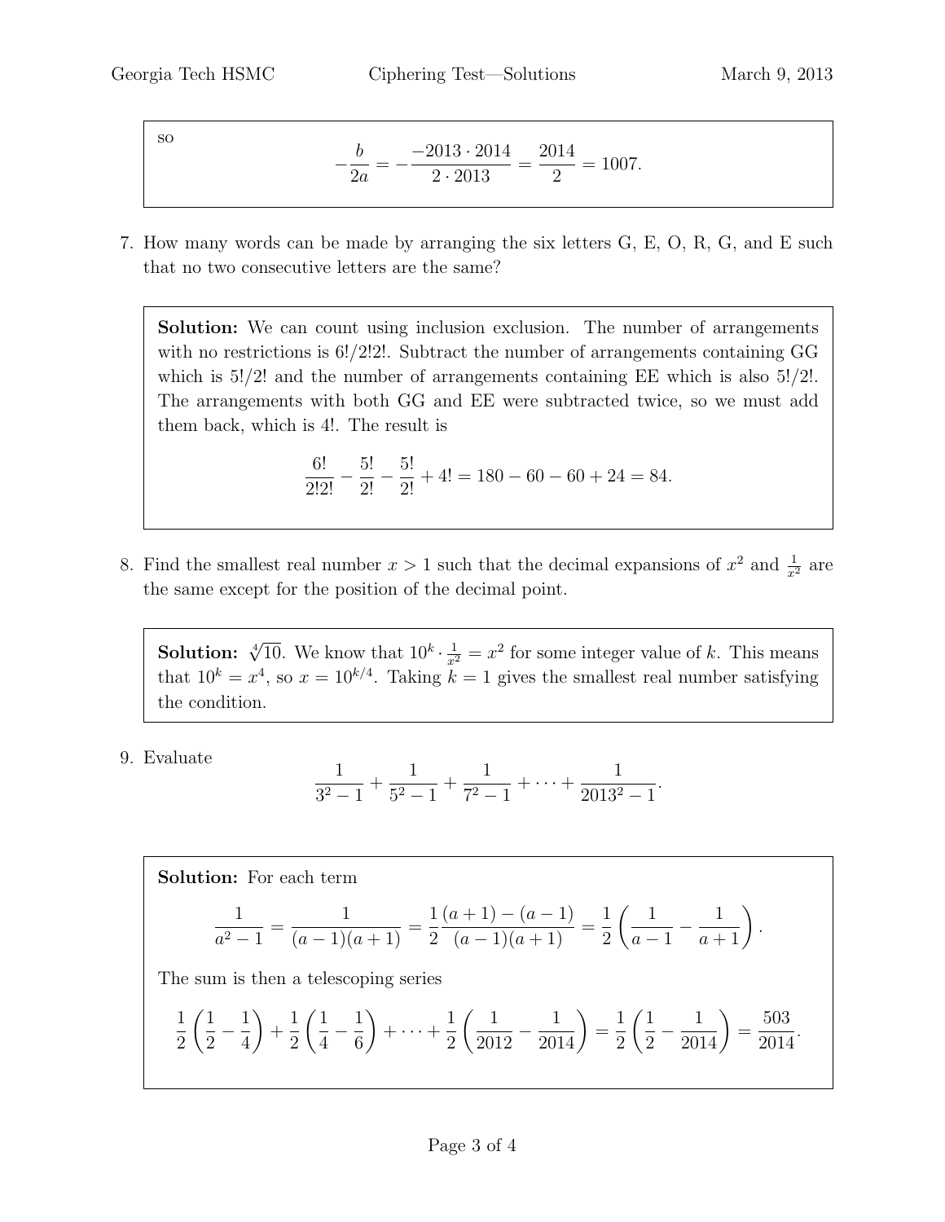so

$$-\frac{b}{2a} = -\frac{-2013 \cdot 2014}{2 \cdot 2013} = \frac{2014}{2} = 1007.$$

7. How many words can be made by arranging the six letters G, E, O, R, G, and E such that no two consecutive letters are the same?

**Solution:** We can count using inclusion exclusion. The number of arrangements with no restrictions is $6!/2!2!$. Subtract the number of arrangements containing GG which is $5!/2!$ and the number of arrangements containing EE which is also $5!/2!$. The arrangements with both GG and EE were subtracted twice, so we must add them back, which is $4!$. The result is

$$\frac{6!}{2!2!} - \frac{5!}{2!} - \frac{5!}{2!} + 4! = 180 - 60 - 60 + 24 = 84.$$

8. Find the smallest real number $x > 1$ such that the decimal expansions of $x^2$ and $\frac{1}{x^2}$ are the same except for the position of the decimal point.

**Solution:** $\sqrt[4]{10}$. We know that $10^k \cdot \frac{1}{x^2} = x^2$ for some integer value of $k$. This means that $10^k = x^4$, so $x = 10^{k/4}$. Taking $k = 1$ gives the smallest real number satisfying the condition.

9. Evaluate

$$\frac{1}{3^2 - 1} + \frac{1}{5^2 - 1} + \frac{1}{7^2 - 1} + \cdots + \frac{1}{2013^2 - 1}.$$

**Solution:** For each term

$$\frac{1}{a^2 - 1} = \frac{1}{(a-1)(a+1)} = \frac{1}{2}\frac{(a+1)-(a-1)}{(a-1)(a+1)} = \frac{1}{2}\left(\frac{1}{a-1} - \frac{1}{a+1}\right).$$

The sum is then a telescoping series

$$\frac{1}{2}\left(\frac{1}{2} - \frac{1}{4}\right) + \frac{1}{2}\left(\frac{1}{4} - \frac{1}{6}\right) + \cdots + \frac{1}{2}\left(\frac{1}{2012} - \frac{1}{2014}\right) = \frac{1}{2}\left(\frac{1}{2} - \frac{1}{2014}\right) = \frac{503}{2014}.$$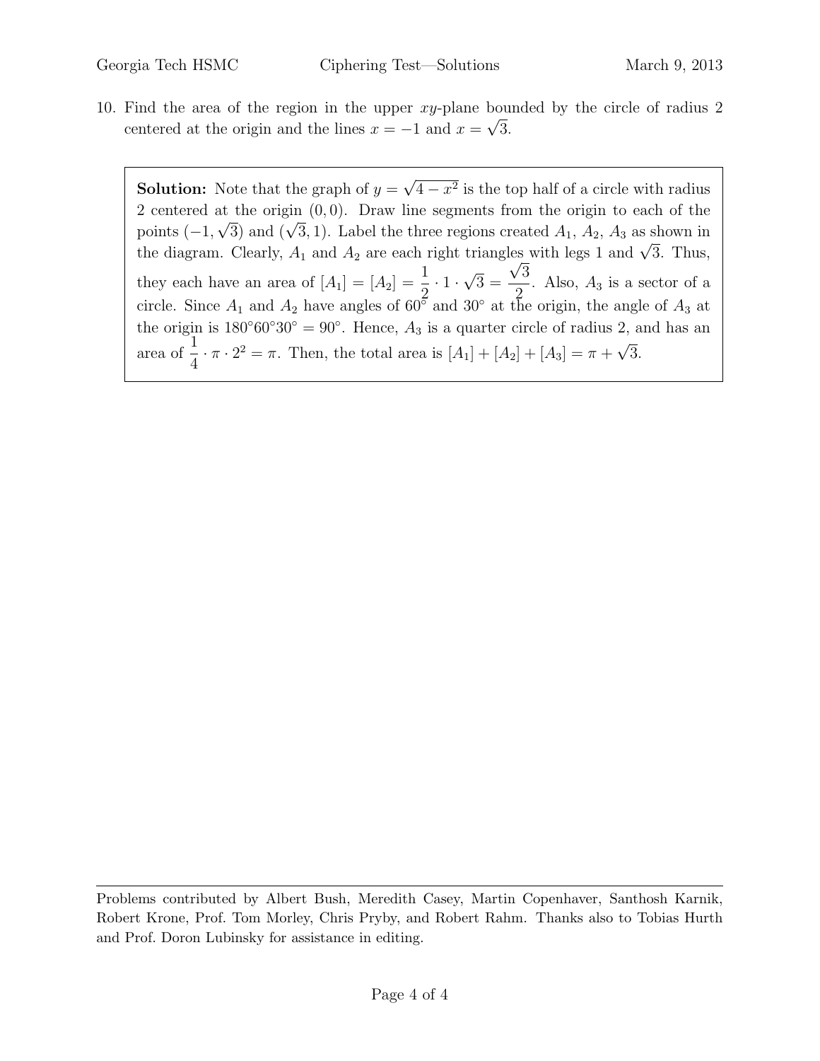10. Find the area of the region in the upper $xy$-plane bounded by the circle of radius 2 centered at the origin and the lines $x = -1$ and $x = \sqrt{3}$.

**Solution:** Note that the graph of $y = \sqrt{4 - x^2}$ is the top half of a circle with radius 2 centered at the origin $(0, 0)$. Draw line segments from the origin to each of the points $(-1, \sqrt{3})$ and $(\sqrt{3}, 1)$. Label the three regions created $A_1$, $A_2$, $A_3$ as shown in the diagram. Clearly, $A_1$ and $A_2$ are each right triangles with legs 1 and $\sqrt{3}$. Thus, they each have an area of $[A_1] = [A_2] = \frac{1}{2} \cdot 1 \cdot \sqrt{3} = \frac{\sqrt{3}}{2}$. Also, $A_3$ is a sector of a circle. Since $A_1$ and $A_2$ have angles of $60^\circ$ and $30^\circ$ at the origin, the angle of $A_3$ at the origin is $180^\circ 60^\circ 30^\circ = 90^\circ$. Hence, $A_3$ is a quarter circle of radius 2, and has an area of $\frac{1}{4} \cdot \pi \cdot 2^2 = \pi$. Then, the total area is $[A_1] + [A_2] + [A_3] = \pi + \sqrt{3}$.

---

Problems contributed by Albert Bush, Meredith Casey, Martin Copenhaver, Santhosh Karnik, Robert Krone, Prof. Tom Morley, Chris Pryby, and Robert Rahm. Thanks also to Tobias Hurth and Prof. Doron Lubinsky for assistance in editing.